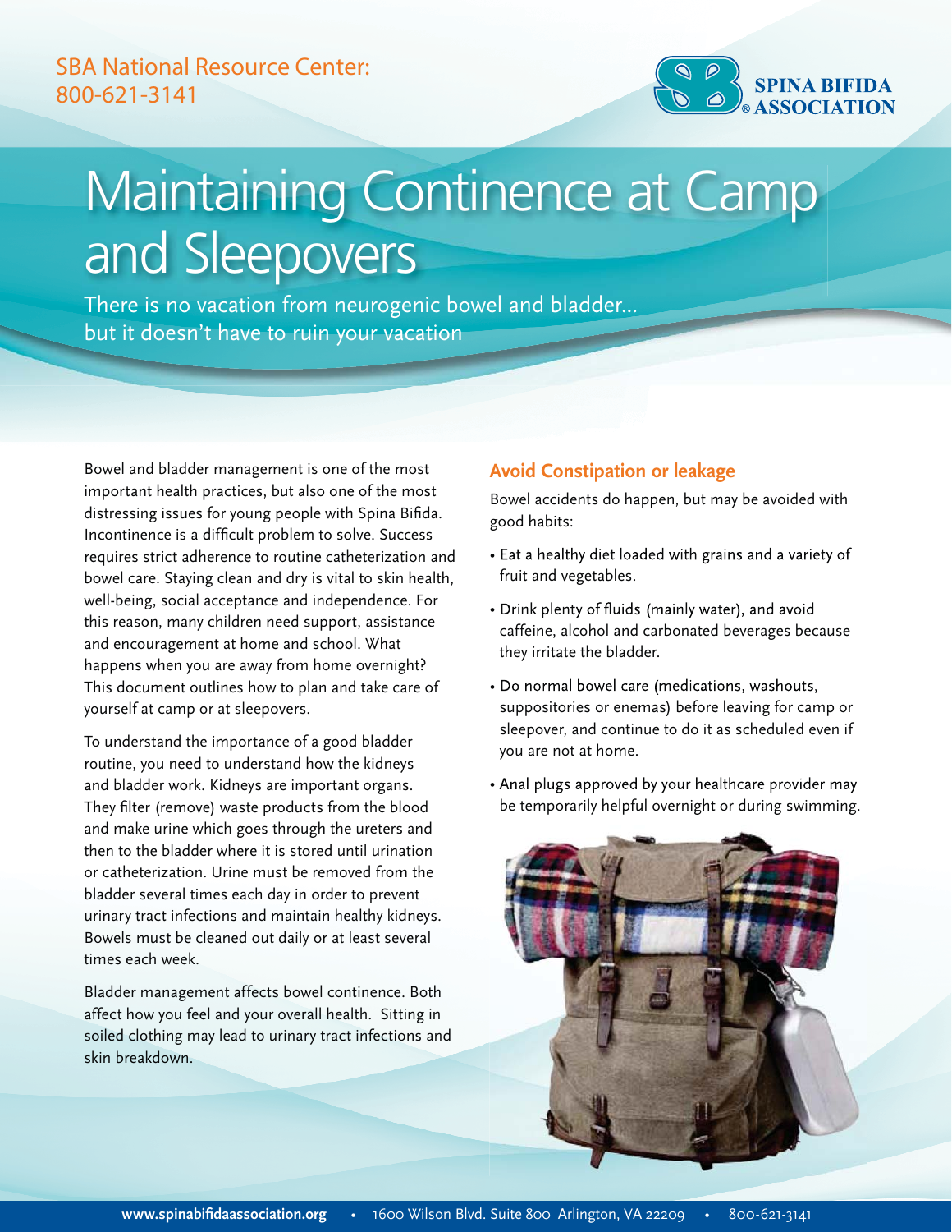SBA National Resource Center: 800-621-3141

SPINA BIFIDA ASSOCIATION

# Maintaining Continence at Camp and Sleepovers

There is no vacation from neurogenic bowel and bladder… but it doesn't have to ruin your vacation

Bowel and bladder management is one of the most important health practices, but also one of the most distressing issues for young people with Spina Bifida. Incontinence is a difficult problem to solve. Success requires strict adherence to routine catheterization and bowel care. Staying clean and dry is vital to skin health, well-being, social acceptance and independence. For this reason, many children need support, assistance and encouragement at home and school. What happens when you are away from home overnight? This document outlines how to plan and take care of yourself at camp or at sleepovers.

To understand the importance of a good bladder routine, you need to understand how the kidneys and bladder work. Kidneys are important organs. They filter (remove) waste products from the blood and make urine which goes through the ureters and then to the bladder where it is stored until urination or catheterization. Urine must be removed from the bladder several times each day in order to prevent urinary tract infections and maintain healthy kidneys. Bowels must be cleaned out daily or at least several times each week.

Bladder management affects bowel continence. Both affect how you feel and your overall health. Sitting in soiled clothing may lead to urinary tract infections and skin breakdown.

## Avoid Constipation or leakage

Bowel accidents do happen, but may be avoided with good habits:

- Eat a healthy diet loaded with grains and a variety of fruit and vegetables.
- Drink plenty of fluids (mainly water), and avoid caffeine, alcohol and carbonated beverages because they irritate the bladder.
- Do normal bowel care (medications, washouts, suppositories or enemas) before leaving for camp or sleepover, and continue to do it as scheduled even if you are not at home.
- Anal plugs approved by your healthcare provider may be temporarily helpful overnight or during swimming.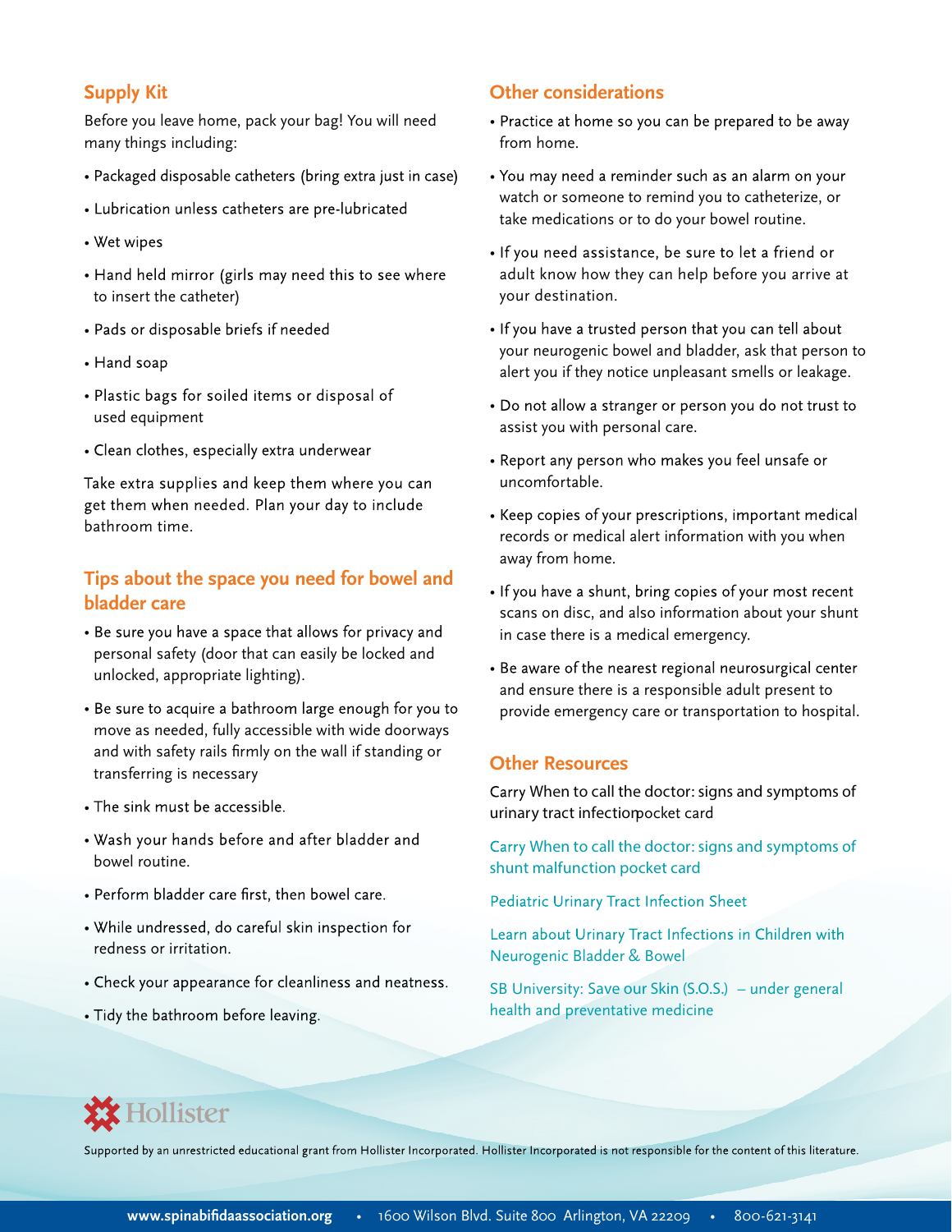## Supply Kit

Before you leave home, pack your bag! You will need many things including:

- Packaged disposable catheters (bring extra just in case)
- Lubrication unless catheters are pre-lubricated
- Wet wipes
- Hand held mirror (girls may need this to see where to insert the catheter)
- Pads or disposable briefs if needed
- Hand soap
- Plastic bags for soiled items or disposal of used equipment
- Clean clothes, especially extra underwear

Take extra supplies and keep them where you can get them when needed. Plan your day to include bathroom time.

## Tips about the space you need for bowel and bladder care

- Be sure you have a space that allows for privacy and personal safety (door that can easily be locked and unlocked, appropriate lighting).
- Be sure to acquire a bathroom large enough for you to move as needed, fully accessible with wide doorways and with safety rails firmly on the wall if standing or transferring is necessary
- The sink must be accessible.
- Wash your hands before and after bladder and bowel routine.
- Perform bladder care first, then bowel care.
- While undressed, do careful skin inspection for redness or irritation.
- Check your appearance for cleanliness and neatness.
- Tidy the bathroom before leaving.

## Other considerations

- Practice at home so you can be prepared to be away from home.
- You may need a reminder such as an alarm on your watch or someone to remind you to catheterize, or take medications or to do your bowel routine.
- If you need assistance, be sure to let a friend or adult know how they can help before you arrive at your destination.
- If you have a trusted person that you can tell about your neurogenic bowel and bladder, ask that person to alert you if they notice unpleasant smells or leakage.
- Do not allow a stranger or person you do not trust to assist you with personal care.
- Report any person who makes you feel unsafe or uncomfortable.
- Keep copies of your prescriptions, important medical records or medical alert information with you when away from home.
- If you have a shunt, bring copies of your most recent scans on disc, and also information about your shunt in case there is a medical emergency.
- Be aware of the nearest regional neurosurgical center and ensure there is a responsible adult present to provide emergency care or transportation to hospital.

## Other Resources

Carry When to call the doctor: signs and symptoms of urinary tract infectionpocket card

Carry When to call the doctor: signs and symptoms of shunt malfunction pocket card

Pediatric Urinary Tract Infection Sheet

Learn about Urinary Tract Infections in Children with Neurogenic Bladder & Bowel

SB University: Save our Skin (S.O.S.) – under general health and preventative medicine

Hollister

Supported by an unrestricted educational grant from Hollister Incorporated. Hollister Incorporated is not responsible for the content of this literature.

www.spinabifidaassociation.org • 1600 Wilson Blvd. Suite 800 Arlington, VA 22209 • 800-621-3141